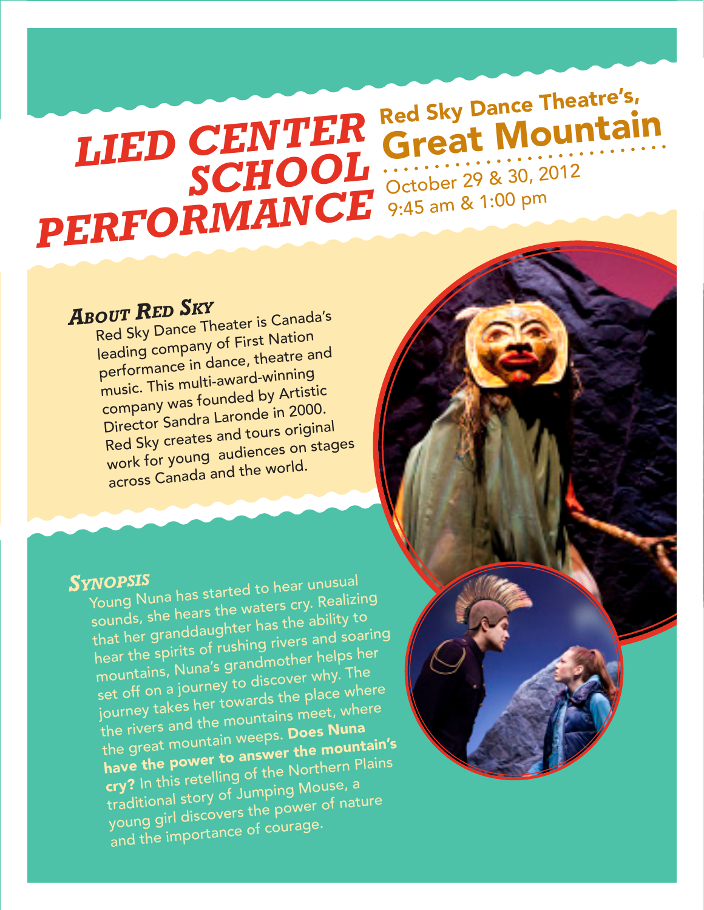# LIED CENTER SCHOOL PERFORMANCE

## Red Sky Dance Theatre's, Great Mountain

October 29 & 30, 2012
9:45 am & 1:00 pm

### *About Red Sky*

Red Sky Dance Theater is Canada's leading company of First Nation performance in dance, theatre and music. This multi-award-winning company was founded by Artistic Director Sandra Laronde in 2000. Red Sky creates and tours original work for young audiences on stages across Canada and the world.

### *Synopsis*

Young Nuna has started to hear unusual sounds, she hears the waters cry. Realizing that her granddaughter has the ability to hear the spirits of rushing rivers and soaring mountains, Nuna's grandmother helps her set off on a journey to discover why. The journey takes her towards the place where the rivers and the mountains meet, where the great mountain weeps. **Does Nuna have the power to answer the mountain's cry?** In this retelling of the Northern Plains traditional story of Jumping Mouse, a young girl discovers the power of nature and the importance of courage.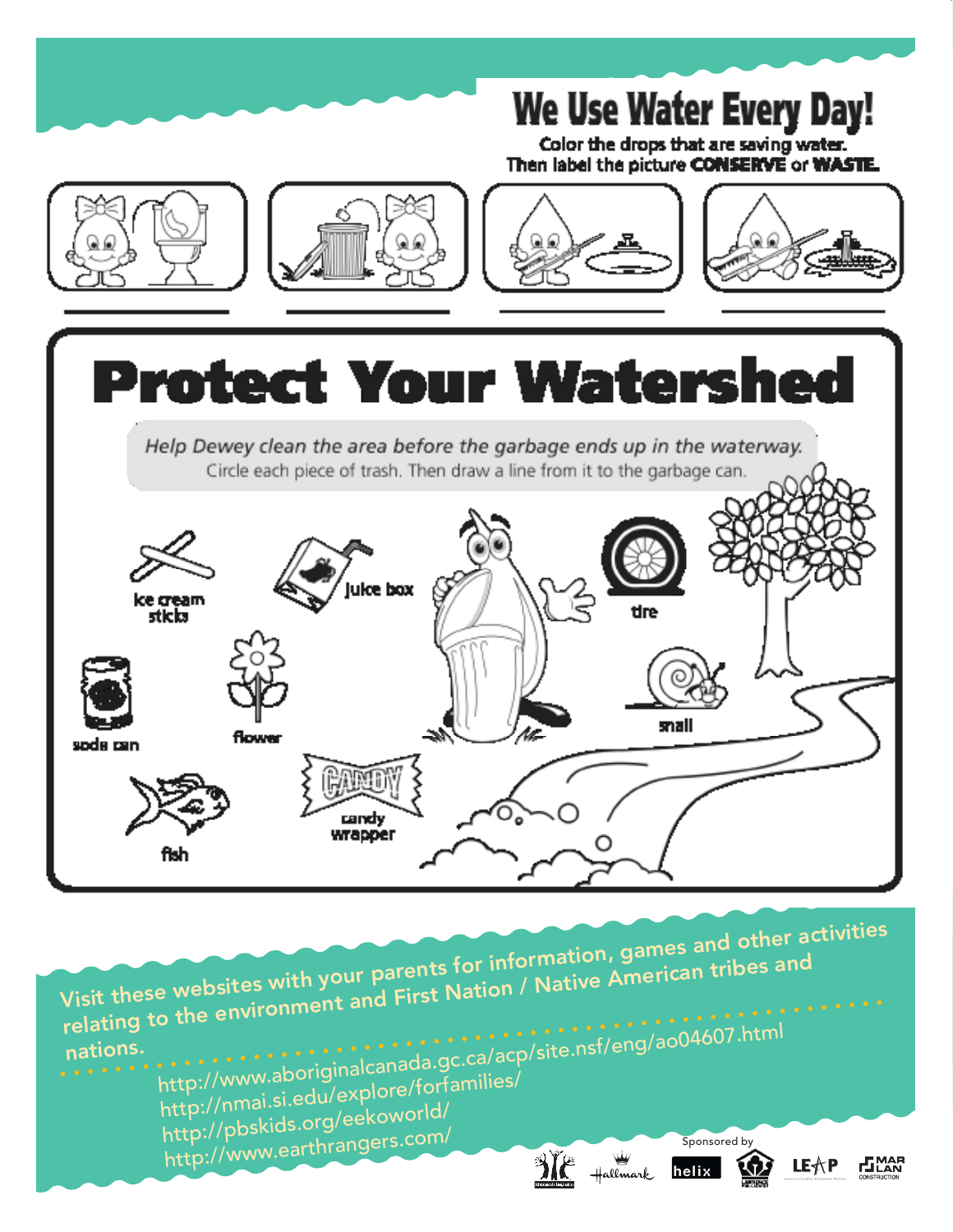# We Use Water Every Day!

Color the drops that are saving water.
Then label the picture **CONSERVE** or **WASTE.**

# Protect Your Watershed

*Help Dewey clean the area before the garbage ends up in the waterway.*
Circle each piece of trash. Then draw a line from it to the garbage can.

ice cream sticks

juice box

tire

soda can

flower

snail

fish

candy wrapper

Visit these websites with your parents for information, games and other activities relating to the environment and First Nation / Native American tribes and nations.

http://www.aboriginalcanada.gc.ca/acp/site.nsf/eng/ao04607.html
http://nmai.si.edu/explore/forfamilies/
http://pbskids.org/eekoworld/
http://www.earthrangers.com/

Sponsored by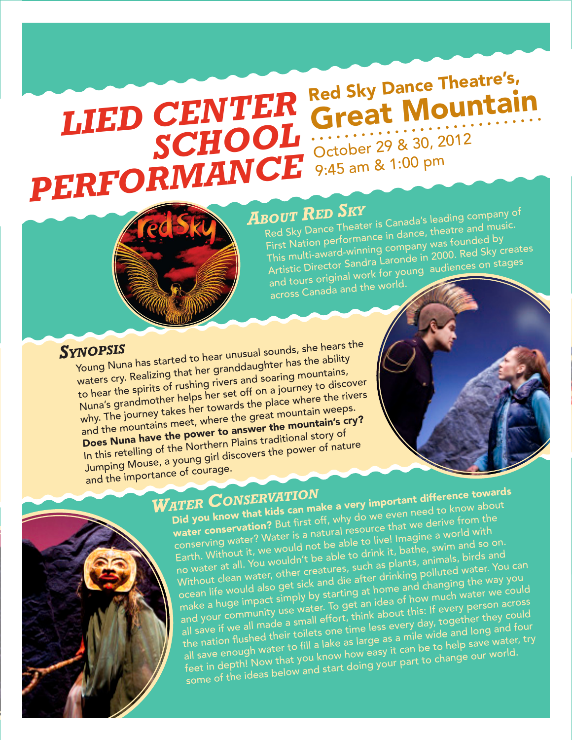# LIED CENTER SCHOOL PERFORMANCE

## Red Sky Dance Theatre's, Great Mountain

October 29 & 30, 2012
9:45 am & 1:00 pm

## About Red Sky

Red Sky Dance Theater is Canada's leading company of First Nation performance in dance, theatre and music. This multi-award-winning company was founded by Artistic Director Sandra Laronde in 2000. Red Sky creates and tours original work for young audiences on stages across Canada and the world.

## Synopsis

Young Nuna has started to hear unusual sounds, she hears the waters cry. Realizing that her granddaughter has the ability to hear the spirits of rushing rivers and soaring mountains, Nuna's grandmother helps her set off on a journey to discover why. The journey takes her towards the place where the rivers and the mountains meet, where the great mountain weeps. **Does Nuna have the power to answer the mountain's cry?** In this retelling of the Northern Plains traditional story of Jumping Mouse, a young girl discovers the power of nature and the importance of courage.

## Water Conservation

**Did you know that kids can make a very important difference towards water conservation?** But first off, why do we even need to know about conserving water? Water is a natural resource that we derive from the Earth. Without it, we would not be able to live! Imagine a world with no water at all. You wouldn't be able to drink it, bathe, swim and so on. Without clean water, other creatures, such as plants, animals, birds and ocean life would also get sick and die after drinking polluted water. You can make a huge impact simply by starting at home and changing the way you and your community use water. To get an idea of how much water we could all save if we all made a small effort, think about this: If every person across the nation flushed their toilets one time less every day, together they could all save enough water to fill a lake as large as a mile wide and long and four feet in depth! Now that you know how easy it can be to help save water, try some of the ideas below and start doing your part to change our world.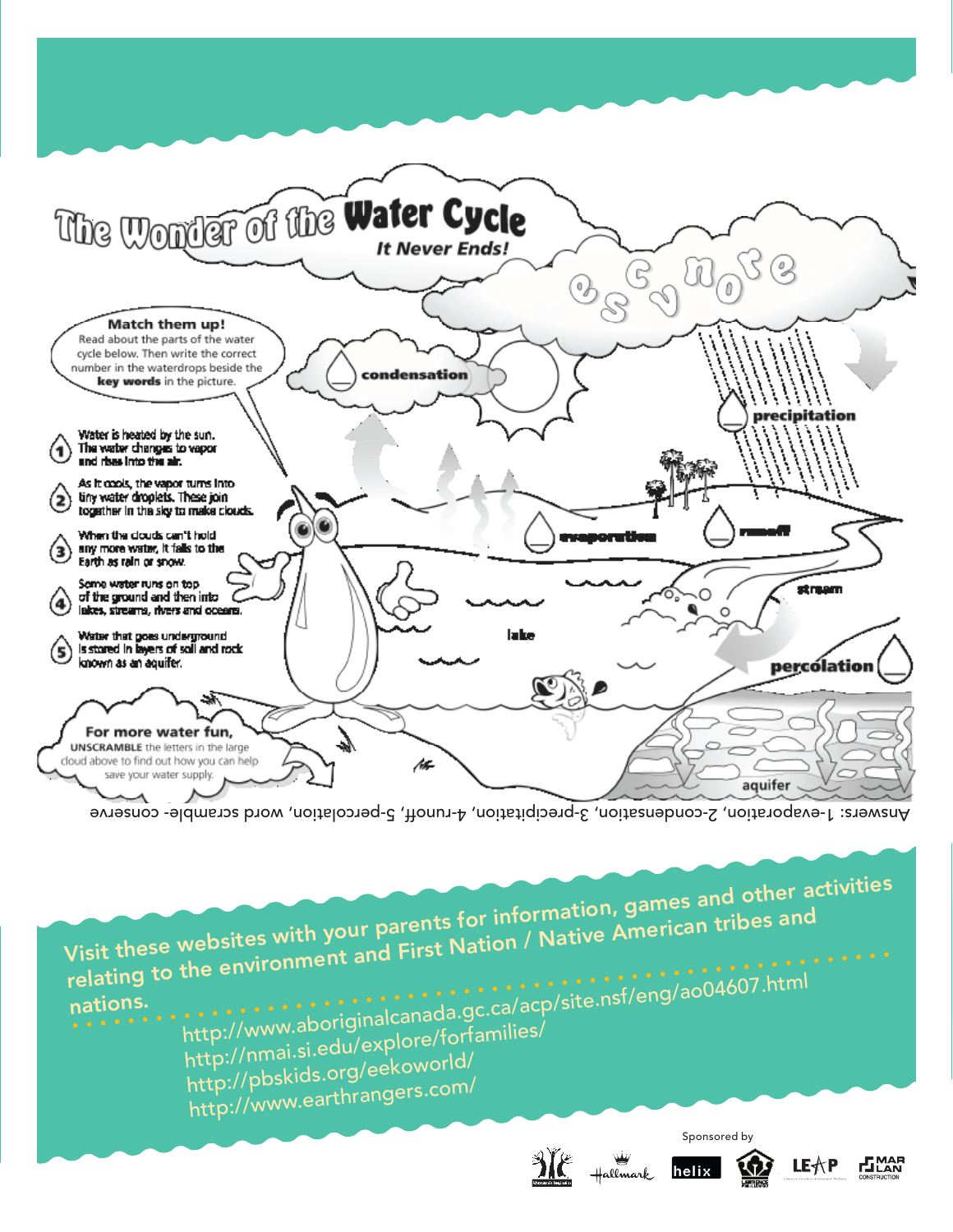# The Wonder of the Water Cycle

*It Never Ends!*

e s c v n o r e

**Match them up!**
Read about the parts of the water cycle below. Then write the correct number in the waterdrops beside the **key words** in the picture.

1. Water is heated by the sun. The water changes to vapor and rises into the air.
2. As it cools, the vapor turns into tiny water droplets. These join together in the sky to make clouds.
3. When the clouds can't hold any more water, it falls to the Earth as rain or snow.
4. Some water runs on top of the ground and then into lakes, streams, rivers and oceans.
5. Water that goes underground is stored in layers of soil and rock known as an aquifer.

condensation

precipitation

evaporation

runoff

stream

lake

percolation

aquifer

**For more water fun,**
**UNSCRAMBLE** the letters in the large cloud above to find out how you can help save your water supply.

Answers: 1-evaporation, 2-condensation, 3-precipitation, 4-runoff, 5-percolation, word scramble- conserve

**Visit these websites with your parents for information, games and other activities relating to the environment and First Nation / Native American tribes and nations.**

http://www.aboriginalcanada.gc.ca/acp/site.nsf/eng/ao04607.html
http://nmai.si.edu/explore/forfamilies/
http://pbskids.org/eekoworld/
http://www.earthrangers.com/

Sponsored by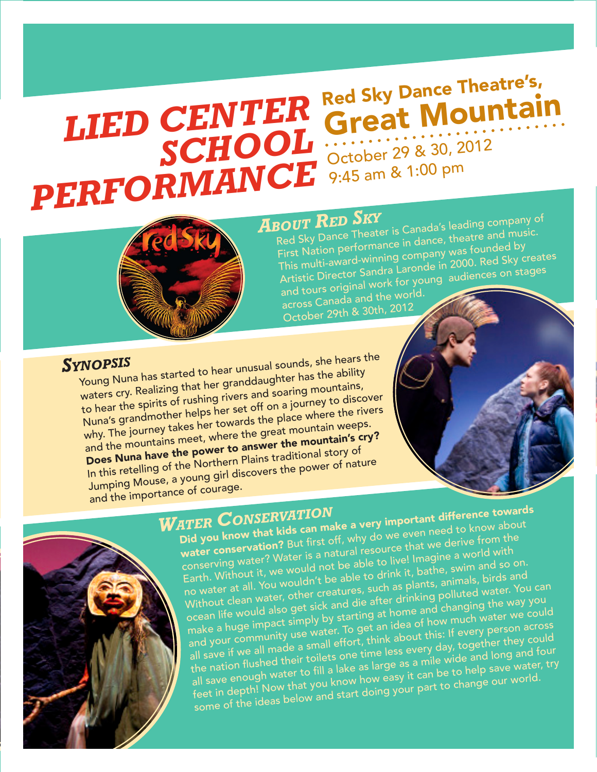# LIED CENTER SCHOOL PERFORMANCE

## Red Sky Dance Theatre's, Great Mountain

October 29 & 30, 2012
9:45 am & 1:00 pm

## About Red Sky

Red Sky Dance Theater is Canada's leading company of First Nation performance in dance, theatre and music. This multi-award-winning company was founded by Artistic Director Sandra Laronde in 2000. Red Sky creates and tours original work for young audiences on stages across Canada and the world.
October 29th & 30th, 2012

## Synopsis

Young Nuna has started to hear unusual sounds, she hears the waters cry. Realizing that her granddaughter has the ability to hear the spirits of rushing rivers and soaring mountains, Nuna's grandmother helps her set off on a journey to discover why. The journey takes her towards the place where the rivers and the mountains meet, where the great mountain weeps. **Does Nuna have the power to answer the mountain's cry?** In this retelling of the Northern Plains traditional story of Jumping Mouse, a young girl discovers the power of nature and the importance of courage.

## Water Conservation

**Did you know that kids can make a very important difference towards water conservation?** But first off, why do we even need to know about conserving water? Water is a natural resource that we derive from the Earth. Without it, we would not be able to live! Imagine a world with no water at all. You wouldn't be able to drink it, bathe, swim and so on. Without clean water, other creatures, such as plants, animals, birds and ocean life would also get sick and die after drinking polluted water. You can make a huge impact simply by starting at home and changing the way you and your community use water. To get an idea of how much water we could all save if we all made a small effort, think about this: If every person across the nation flushed their toilets one time less every day, together they could all save enough water to fill a lake as large as a mile wide and long and four feet in depth! Now that you know how easy it can be to help save water, try some of the ideas below and start doing your part to change our world.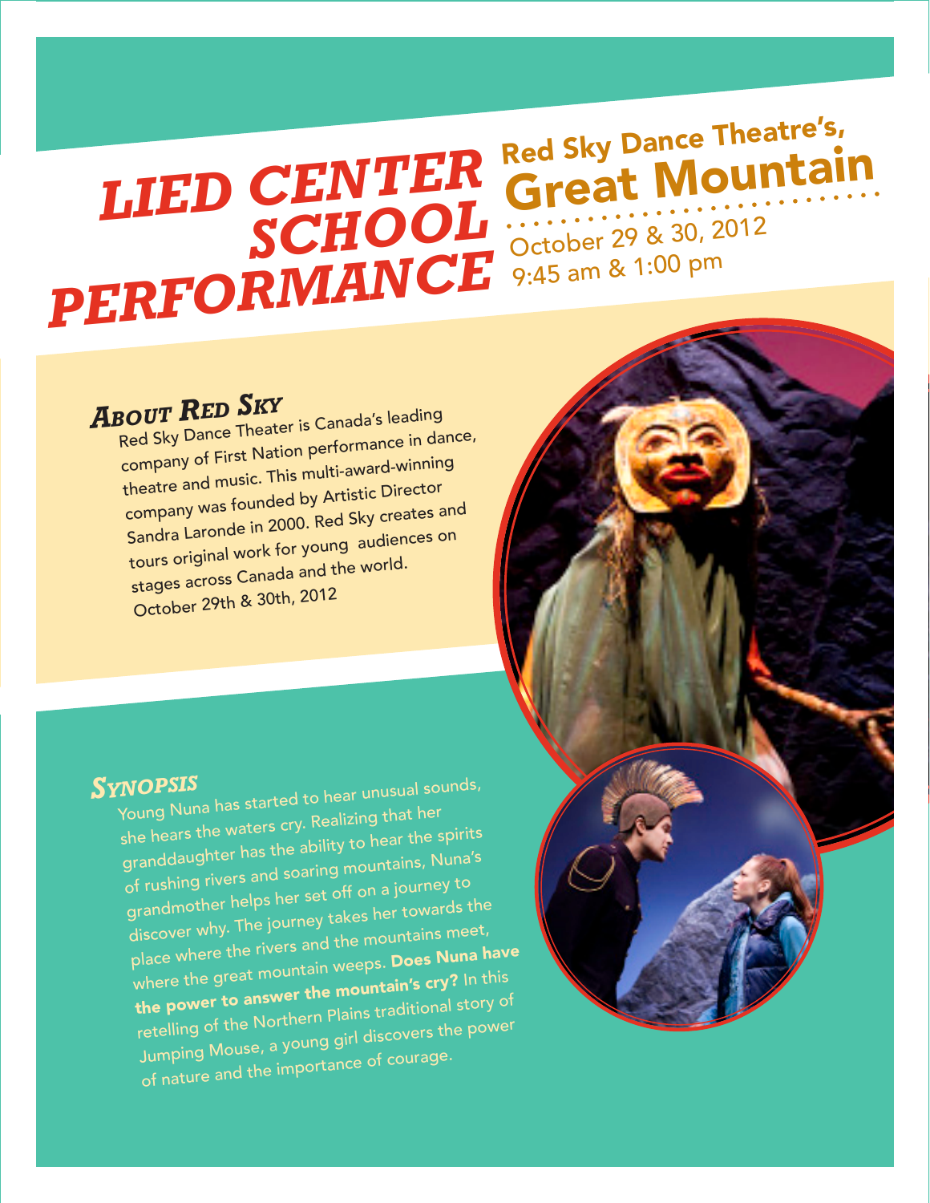# LIED CENTER SCHOOL PERFORMANCE

## Red Sky Dance Theatre's, Great Mountain

October 29 & 30, 2012
9:45 am & 1:00 pm

### About Red Sky

Red Sky Dance Theater is Canada's leading company of First Nation performance in dance, theatre and music. This multi-award-winning company was founded by Artistic Director Sandra Laronde in 2000. Red Sky creates and tours original work for young audiences on stages across Canada and the world.
October 29th & 30th, 2012

### Synopsis

Young Nuna has started to hear unusual sounds, she hears the waters cry. Realizing that her granddaughter has the ability to hear the spirits of rushing rivers and soaring mountains, Nuna's grandmother helps her set off on a journey to discover why. The journey takes her towards the place where the rivers and the mountains meet, where the great mountain weeps. **Does Nuna have the power to answer the mountain's cry?** In this retelling of the Northern Plains traditional story of Jumping Mouse, a young girl discovers the power of nature and the importance of courage.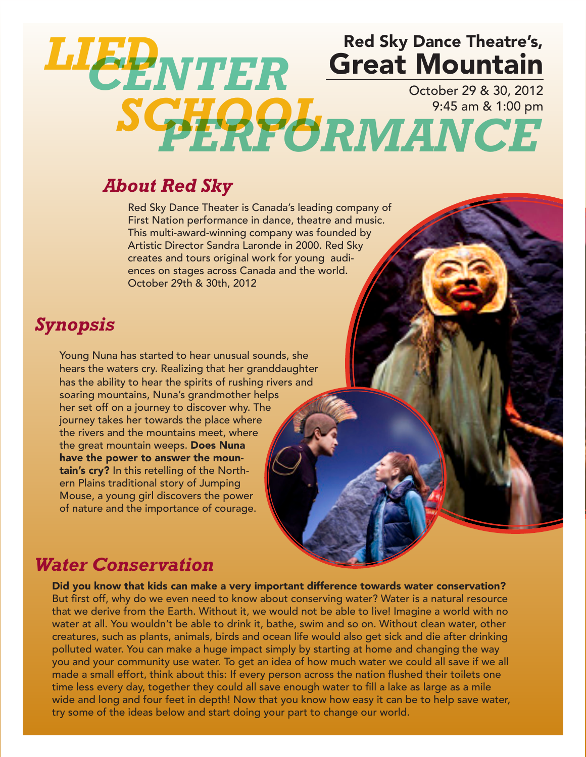# LIED CENTER SCHOOL PERFORMANCE

## Red Sky Dance Theatre's, Great Mountain

October 29 & 30, 2012
9:45 am & 1:00 pm

## *About Red Sky*

Red Sky Dance Theater is Canada's leading company of First Nation performance in dance, theatre and music. This multi-award-winning company was founded by Artistic Director Sandra Laronde in 2000. Red Sky creates and tours original work for young audiences on stages across Canada and the world. October 29th & 30th, 2012

## *Synopsis*

Young Nuna has started to hear unusual sounds, she hears the waters cry. Realizing that her granddaughter has the ability to hear the spirits of rushing rivers and soaring mountains, Nuna's grandmother helps her set off on a journey to discover why. The journey takes her towards the place where the rivers and the mountains meet, where the great mountain weeps. **Does Nuna have the power to answer the mountain's cry?** In this retelling of the Northern Plains traditional story of Jumping Mouse, a young girl discovers the power of nature and the importance of courage.

## *Water Conservation*

**Did you know that kids can make a very important difference towards water conservation?** But first off, why do we even need to know about conserving water? Water is a natural resource that we derive from the Earth. Without it, we would not be able to live! Imagine a world with no water at all. You wouldn't be able to drink it, bathe, swim and so on. Without clean water, other creatures, such as plants, animals, birds and ocean life would also get sick and die after drinking polluted water. You can make a huge impact simply by starting at home and changing the way you and your community use water. To get an idea of how much water we could all save if we all made a small effort, think about this: If every person across the nation flushed their toilets one time less every day, together they could all save enough water to fill a lake as large as a mile wide and long and four feet in depth! Now that you know how easy it can be to help save water, try some of the ideas below and start doing your part to change our world.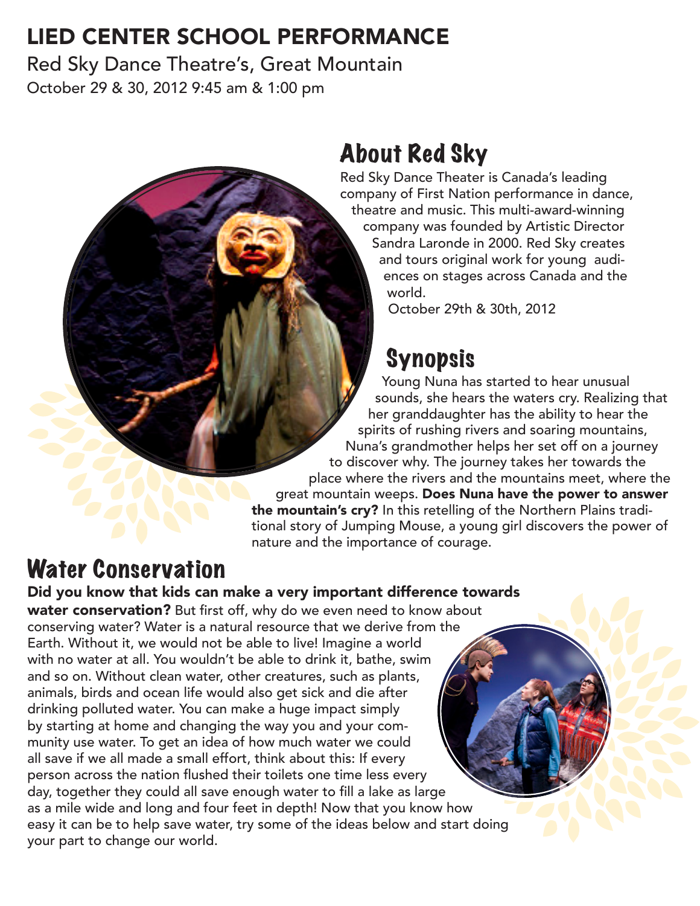# LIED CENTER SCHOOL PERFORMANCE

Red Sky Dance Theatre's, Great Mountain

October 29 & 30, 2012 9:45 am & 1:00 pm

## About Red Sky

Red Sky Dance Theater is Canada's leading company of First Nation performance in dance, theatre and music. This multi-award-winning company was founded by Artistic Director Sandra Laronde in 2000. Red Sky creates and tours original work for young audiences on stages across Canada and the world.

October 29th & 30th, 2012

## Synopsis

Young Nuna has started to hear unusual sounds, she hears the waters cry. Realizing that her granddaughter has the ability to hear the spirits of rushing rivers and soaring mountains, Nuna's grandmother helps her set off on a journey to discover why. The journey takes her towards the place where the rivers and the mountains meet, where the great mountain weeps. **Does Nuna have the power to answer the mountain's cry?** In this retelling of the Northern Plains traditional story of Jumping Mouse, a young girl discovers the power of nature and the importance of courage.

## Water Conservation

**Did you know that kids can make a very important difference towards water conservation?** But first off, why do we even need to know about conserving water? Water is a natural resource that we derive from the Earth. Without it, we would not be able to live! Imagine a world with no water at all. You wouldn't be able to drink it, bathe, swim and so on. Without clean water, other creatures, such as plants, animals, birds and ocean life would also get sick and die after drinking polluted water. You can make a huge impact simply by starting at home and changing the way you and your community use water. To get an idea of how much water we could all save if we all made a small effort, think about this: If every person across the nation flushed their toilets one time less every day, together they could all save enough water to fill a lake as large as a mile wide and long and four feet in depth! Now that you know how easy it can be to help save water, try some of the ideas below and start doing your part to change our world.